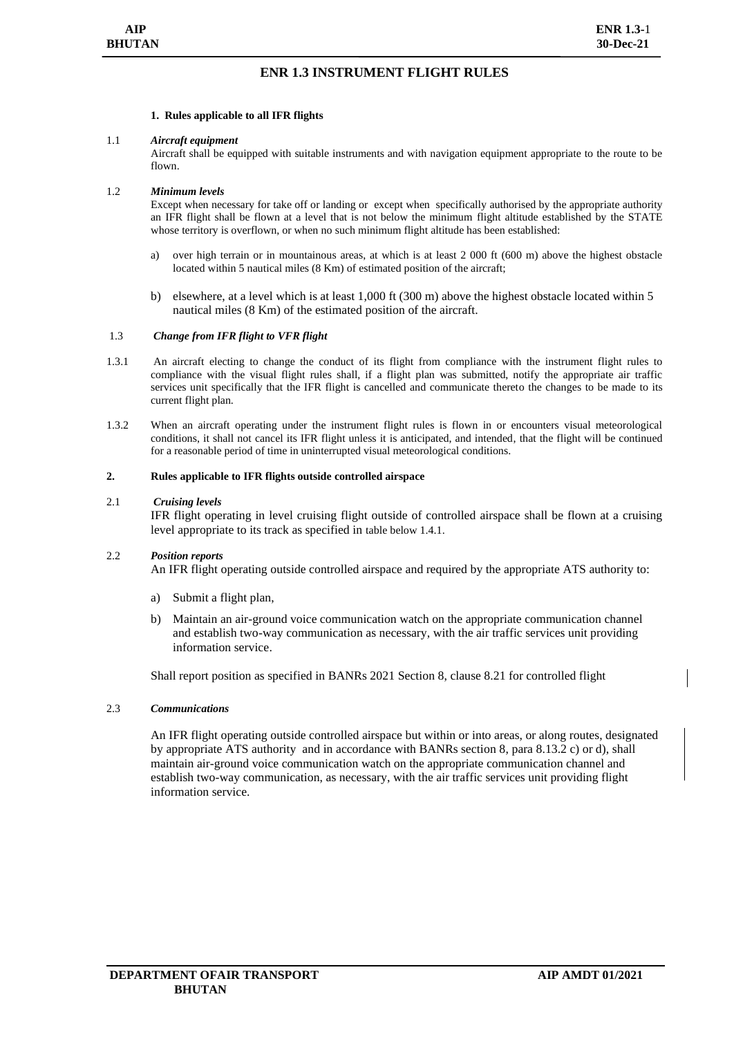# ENR 1.3 INSTRUMENT FLIGHT RULES

## 1. Rules applicable to all IFR flights

1.1 ***Aircraft equipment***

Aircraft shall be equipped with suitable instruments and with navigation equipment appropriate to the route to be flown.

1.2 ***Minimum levels***

Except when necessary for take off or landing or except when specifically authorised by the appropriate authority an IFR flight shall be flown at a level that is not below the minimum flight altitude established by the STATE whose territory is overflown, or when no such minimum flight altitude has been established:

a) over high terrain or in mountainous areas, at which is at least 2 000 ft (600 m) above the highest obstacle located within 5 nautical miles (8 Km) of estimated position of the aircraft;

b) elsewhere, at a level which is at least 1,000 ft (300 m) above the highest obstacle located within 5 nautical miles (8 Km) of the estimated position of the aircraft.

1.3 ***Change from IFR flight to VFR flight***

1.3.1 An aircraft electing to change the conduct of its flight from compliance with the instrument flight rules to compliance with the visual flight rules shall, if a flight plan was submitted, notify the appropriate air traffic services unit specifically that the IFR flight is cancelled and communicate thereto the changes to be made to its current flight plan.

1.3.2 When an aircraft operating under the instrument flight rules is flown in or encounters visual meteorological conditions, it shall not cancel its IFR flight unless it is anticipated, and intended, that the flight will be continued for a reasonable period of time in uninterrupted visual meteorological conditions.

## 2. Rules applicable to IFR flights outside controlled airspace

2.1 ***Cruising levels***

IFR flight operating in level cruising flight outside of controlled airspace shall be flown at a cruising level appropriate to its track as specified in table below 1.4.1.

2.2 ***Position reports***

An IFR flight operating outside controlled airspace and required by the appropriate ATS authority to:

a) Submit a flight plan,

b) Maintain an air-ground voice communication watch on the appropriate communication channel and establish two-way communication as necessary, with the air traffic services unit providing information service.

Shall report position as specified in BANRs 2021 Section 8, clause 8.21 for controlled flight

2.3 ***Communications***

An IFR flight operating outside controlled airspace but within or into areas, or along routes, designated by appropriate ATS authority and in accordance with BANRs section 8, para 8.13.2 c) or d), shall maintain air-ground voice communication watch on the appropriate communication channel and establish two-way communication, as necessary, with the air traffic services unit providing flight information service.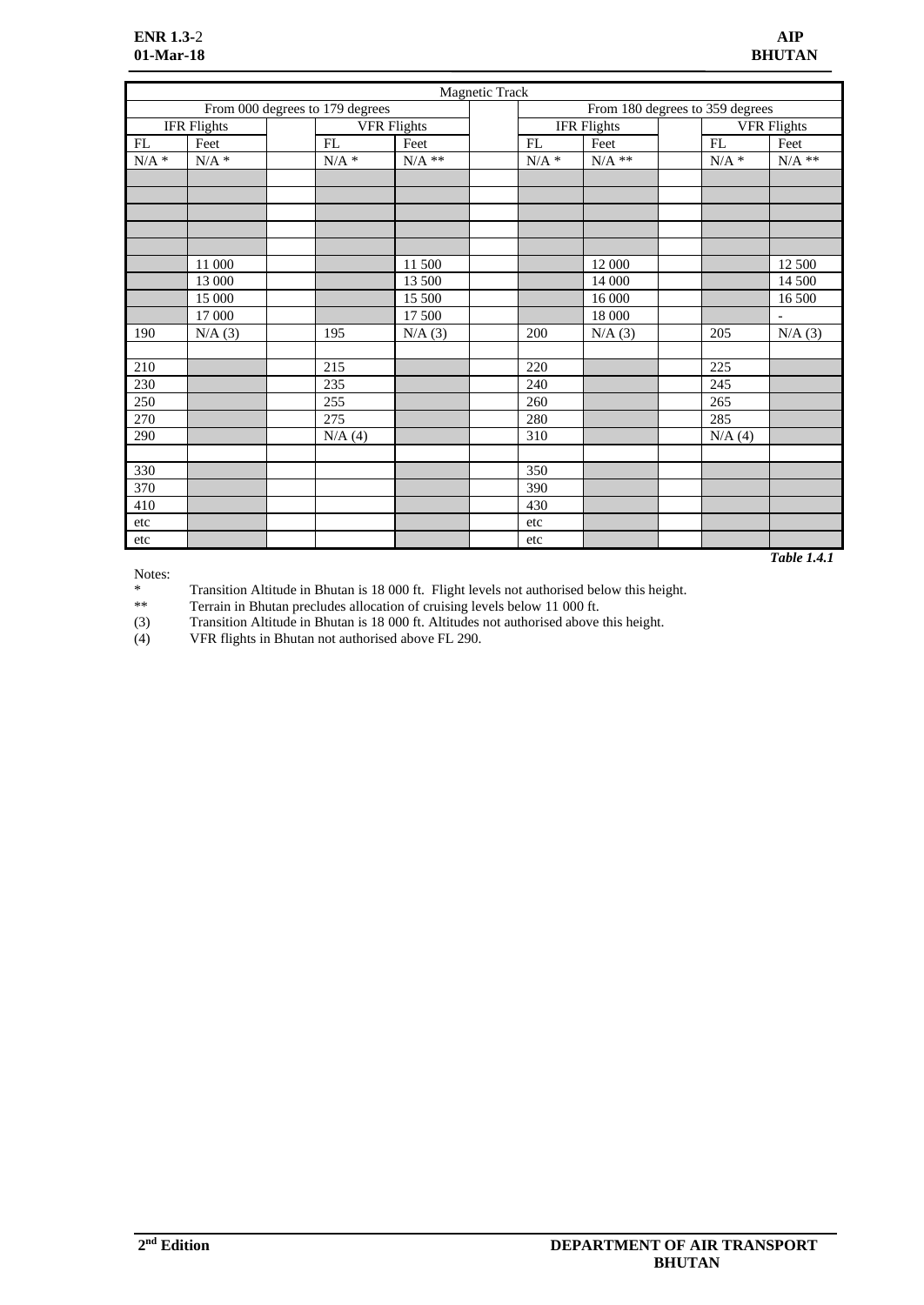| Magnetic Track | | | | | | | | | | |
|---|---|---|---|---|---|---|---|---|---|---|
| From 000 degrees to 179 degrees | | | | | | From 180 degrees to 359 degrees | | | | |
| IFR Flights | | | VFR Flights | | | IFR Flights | | | VFR Flights | |
| FL | Feet | | FL | Feet | | FL | Feet | | FL | Feet |
| N/A * | N/A * | | N/A * | N/A ** | | N/A * | N/A ** | | N/A * | N/A ** |
| | | | | | | | | | | |
| | | | | | | | | | | |
| | | | | | | | | | | |
| | | | | | | | | | | |
| | | | | | | | | | | |
| | 11 000 | | | 11 500 | | | 12 000 | | | 12 500 |
| | 13 000 | | | 13 500 | | | 14 000 | | | 14 500 |
| | 15 000 | | | 15 500 | | | 16 000 | | | 16 500 |
| | 17 000 | | | 17 500 | | | 18 000 | | | - |
| 190 | N/A (3) | | 195 | N/A (3) | | 200 | N/A (3) | | 205 | N/A (3) |
| | | | | | | | | | | |
| 210 | | | 215 | | | 220 | | | 225 | |
| 230 | | | 235 | | | 240 | | | 245 | |
| 250 | | | 255 | | | 260 | | | 265 | |
| 270 | | | 275 | | | 280 | | | 285 | |
| 290 | | | N/A (4) | | | 310 | | | N/A (4) | |
| | | | | | | | | | | |
| 330 | | | | | | 350 | | | | |
| 370 | | | | | | 390 | | | | |
| 410 | | | | | | 430 | | | | |
| etc | | | | | | etc | | | | |
| etc | | | | | | etc | | | | |

*Table 1.4.1*

Notes:

\* Transition Altitude in Bhutan is 18 000 ft. Flight levels not authorised below this height.

\** Terrain in Bhutan precludes allocation of cruising levels below 11 000 ft.

(3) Transition Altitude in Bhutan is 18 000 ft. Altitudes not authorised above this height.

(4) VFR flights in Bhutan not authorised above FL 290.